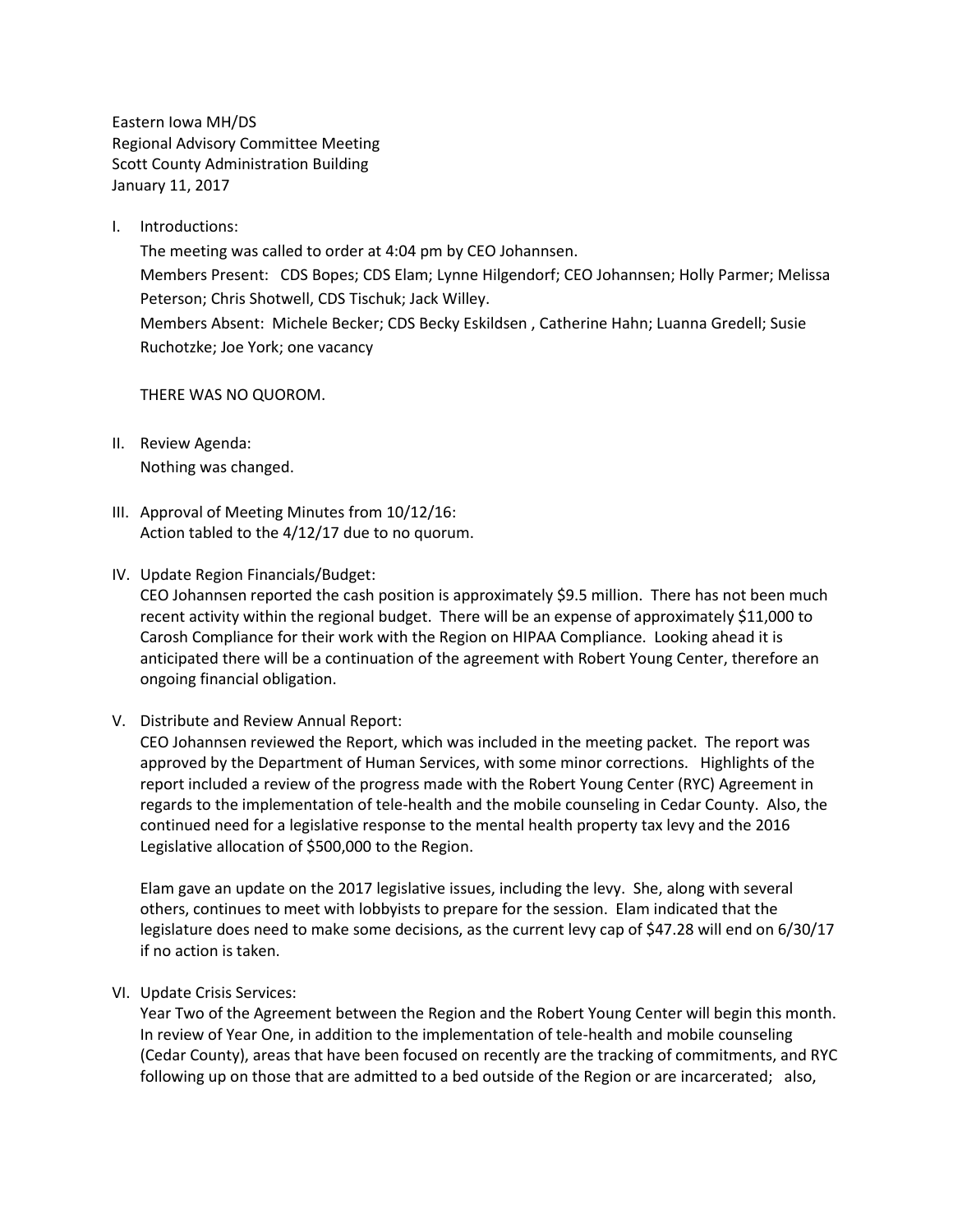Eastern Iowa MH/DS
Regional Advisory Committee Meeting
Scott County Administration Building
January 11, 2017

I. Introductions:

   The meeting was called to order at 4:04 pm by CEO Johannsen.
   Members Present: CDS Bopes; CDS Elam; Lynne Hilgendorf; CEO Johannsen; Holly Parmer; Melissa Peterson; Chris Shotwell, CDS Tischuk; Jack Willey.
   Members Absent: Michele Becker; CDS Becky Eskildsen , Catherine Hahn; Luanna Gredell; Susie Ruchotzke; Joe York; one vacancy

   THERE WAS NO QUOROM.

II. Review Agenda:

   Nothing was changed.

III. Approval of Meeting Minutes from 10/12/16:

   Action tabled to the 4/12/17 due to no quorum.

IV. Update Region Financials/Budget:

   CEO Johannsen reported the cash position is approximately $9.5 million. There has not been much recent activity within the regional budget. There will be an expense of approximately $11,000 to Carosh Compliance for their work with the Region on HIPAA Compliance. Looking ahead it is anticipated there will be a continuation of the agreement with Robert Young Center, therefore an ongoing financial obligation.

V. Distribute and Review Annual Report:

   CEO Johannsen reviewed the Report, which was included in the meeting packet. The report was approved by the Department of Human Services, with some minor corrections. Highlights of the report included a review of the progress made with the Robert Young Center (RYC) Agreement in regards to the implementation of tele-health and the mobile counseling in Cedar County. Also, the continued need for a legislative response to the mental health property tax levy and the 2016 Legislative allocation of $500,000 to the Region.

   Elam gave an update on the 2017 legislative issues, including the levy. She, along with several others, continues to meet with lobbyists to prepare for the session. Elam indicated that the legislature does need to make some decisions, as the current levy cap of $47.28 will end on 6/30/17 if no action is taken.

VI. Update Crisis Services:

   Year Two of the Agreement between the Region and the Robert Young Center will begin this month. In review of Year One, in addition to the implementation of tele-health and mobile counseling (Cedar County), areas that have been focused on recently are the tracking of commitments, and RYC following up on those that are admitted to a bed outside of the Region or are incarcerated; also,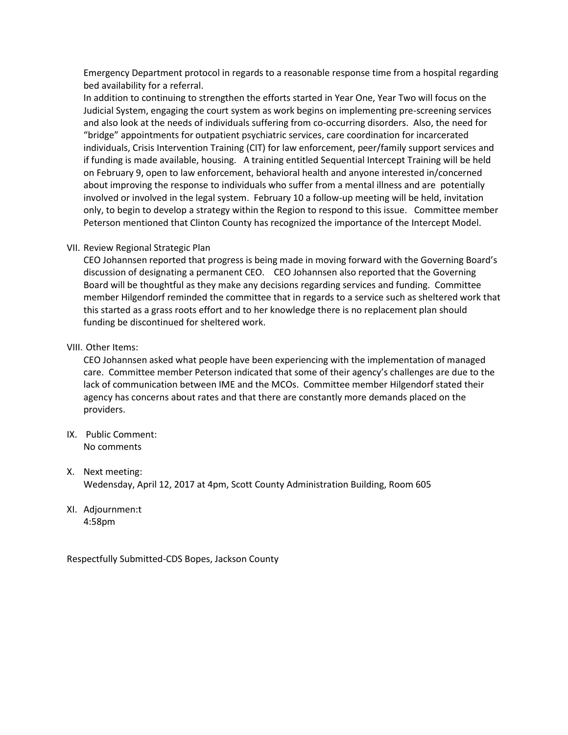Emergency Department protocol in regards to a reasonable response time from a hospital regarding bed availability for a referral.

In addition to continuing to strengthen the efforts started in Year One, Year Two will focus on the Judicial System, engaging the court system as work begins on implementing pre-screening services and also look at the needs of individuals suffering from co-occurring disorders. Also, the need for "bridge" appointments for outpatient psychiatric services, care coordination for incarcerated individuals, Crisis Intervention Training (CIT) for law enforcement, peer/family support services and if funding is made available, housing. A training entitled Sequential Intercept Training will be held on February 9, open to law enforcement, behavioral health and anyone interested in/concerned about improving the response to individuals who suffer from a mental illness and are potentially involved or involved in the legal system. February 10 a follow-up meeting will be held, invitation only, to begin to develop a strategy within the Region to respond to this issue. Committee member Peterson mentioned that Clinton County has recognized the importance of the Intercept Model.

VII. Review Regional Strategic Plan

CEO Johannsen reported that progress is being made in moving forward with the Governing Board's discussion of designating a permanent CEO. CEO Johannsen also reported that the Governing Board will be thoughtful as they make any decisions regarding services and funding. Committee member Hilgendorf reminded the committee that in regards to a service such as sheltered work that this started as a grass roots effort and to her knowledge there is no replacement plan should funding be discontinued for sheltered work.

VIII. Other Items:

CEO Johannsen asked what people have been experiencing with the implementation of managed care. Committee member Peterson indicated that some of their agency's challenges are due to the lack of communication between IME and the MCOs. Committee member Hilgendorf stated their agency has concerns about rates and that there are constantly more demands placed on the providers.

IX. Public Comment:

No comments

X. Next meeting:

Wedensday, April 12, 2017 at 4pm, Scott County Administration Building, Room 605

XI. Adjournmen:t

4:58pm

Respectfully Submitted-CDS Bopes, Jackson County